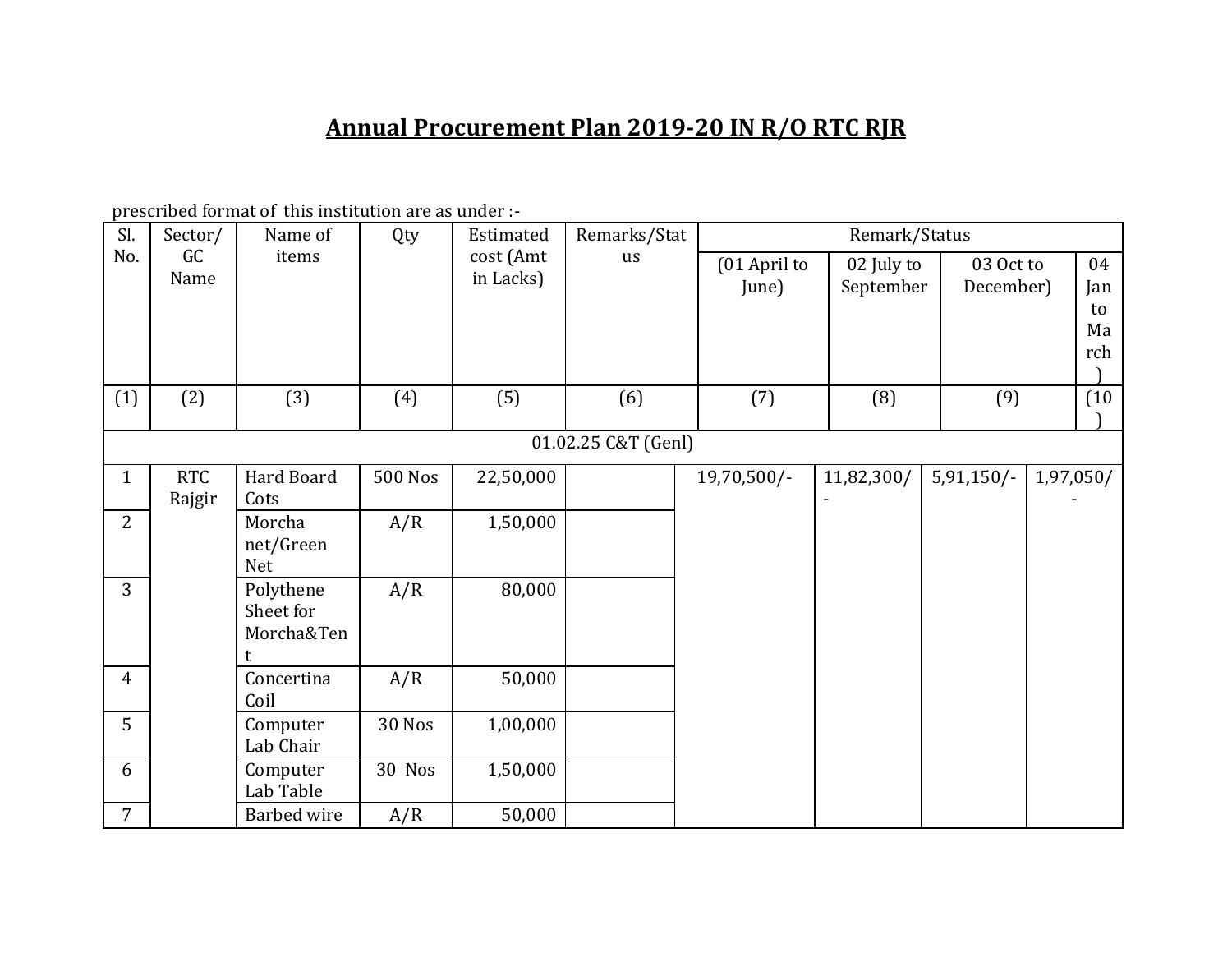# Annual Procurement Plan 2019-20 IN R/O RTC RJR

prescribed format of this institution are as under :-

| Sl. No. | Sector/ GC Name | Name of items | Qty | Estimated cost (Amt in Lacks) | Remarks/Status | Remark/Status (01 April to June) | 02 July to September | 03 Oct to December) | 04 Jan to March) |
|---|---|---|---|---|---|---|---|---|---|
| (1) | (2) | (3) | (4) | (5) | (6) | (7) | (8) | (9) | (10) |
| 01.02.25 C&T (Genl) | | | | | | | | | |
| 1 | RTC Rajgir | Hard Board Cots | 500 Nos | 22,50,000 | | 19,70,500/- | 11,82,300/- | 5,91,150/- | 1,97,050/- |
| 2 | | Morcha net/Green Net | A/R | 1,50,000 | | | | | |
| 3 | | Polythene Sheet for Morcha&Tent | A/R | 80,000 | | | | | |
| 4 | | Concertina Coil | A/R | 50,000 | | | | | |
| 5 | | Computer Lab Chair | 30 Nos | 1,00,000 | | | | | |
| 6 | | Computer Lab Table | 30 Nos | 1,50,000 | | | | | |
| 7 | | Barbed wire | A/R | 50,000 | | | | | |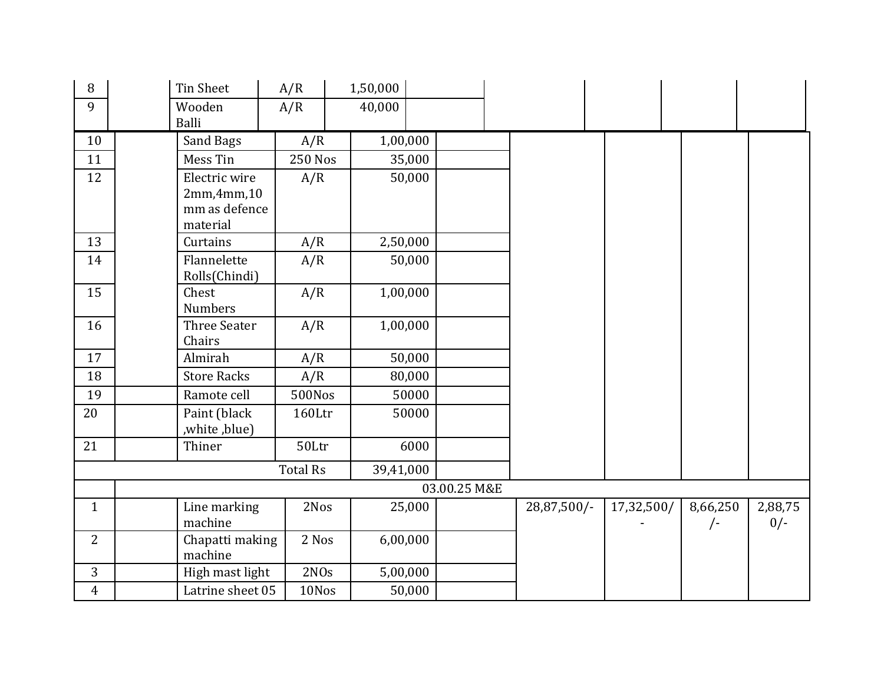| | | | | | | | | | |
|---|---|---|---|---|---|---|---|---|---|
| 8 | | Tin Sheet | A/R | 1,50,000 | | | | | |
| 9 | | Wooden Balli | A/R | 40,000 | | | | | |
| 10 | | Sand Bags | A/R | 1,00,000 | | | | | |
| 11 | | Mess Tin | 250 Nos | 35,000 | | | | | |
| 12 | | Electric wire 2mm,4mm,10 mm as defence material | A/R | 50,000 | | | | | |
| 13 | | Curtains | A/R | 2,50,000 | | | | | |
| 14 | | Flannelette Rolls(Chindi) | A/R | 50,000 | | | | | |
| 15 | | Chest Numbers | A/R | 1,00,000 | | | | | |
| 16 | | Three Seater Chairs | A/R | 1,00,000 | | | | | |
| 17 | | Almirah | A/R | 50,000 | | | | | |
| 18 | | Store Racks | A/R | 80,000 | | | | | |
| 19 | | Ramote cell | 500Nos | 50000 | | | | | |
| 20 | | Paint (black ,white ,blue) | 160Ltr | 50000 | | | | | |
| 21 | | Thiner | 50Ltr | 6000 | | | | | |
| | | | Total Rs | 39,41,000 | | | | | |
| | 03.00.25 M&E | | | | | | | | |
| 1 | | Line marking machine | 2Nos | 25,000 | | 28,87,500/- | 17,32,500/- | 8,66,250/- | 2,88,750/- |
| 2 | | Chapatti making machine | 2 Nos | 6,00,000 | | | | | |
| 3 | | High mast light | 2NOs | 5,00,000 | | | | | |
| 4 | | Latrine sheet 05 | 10Nos | 50,000 | | | | | |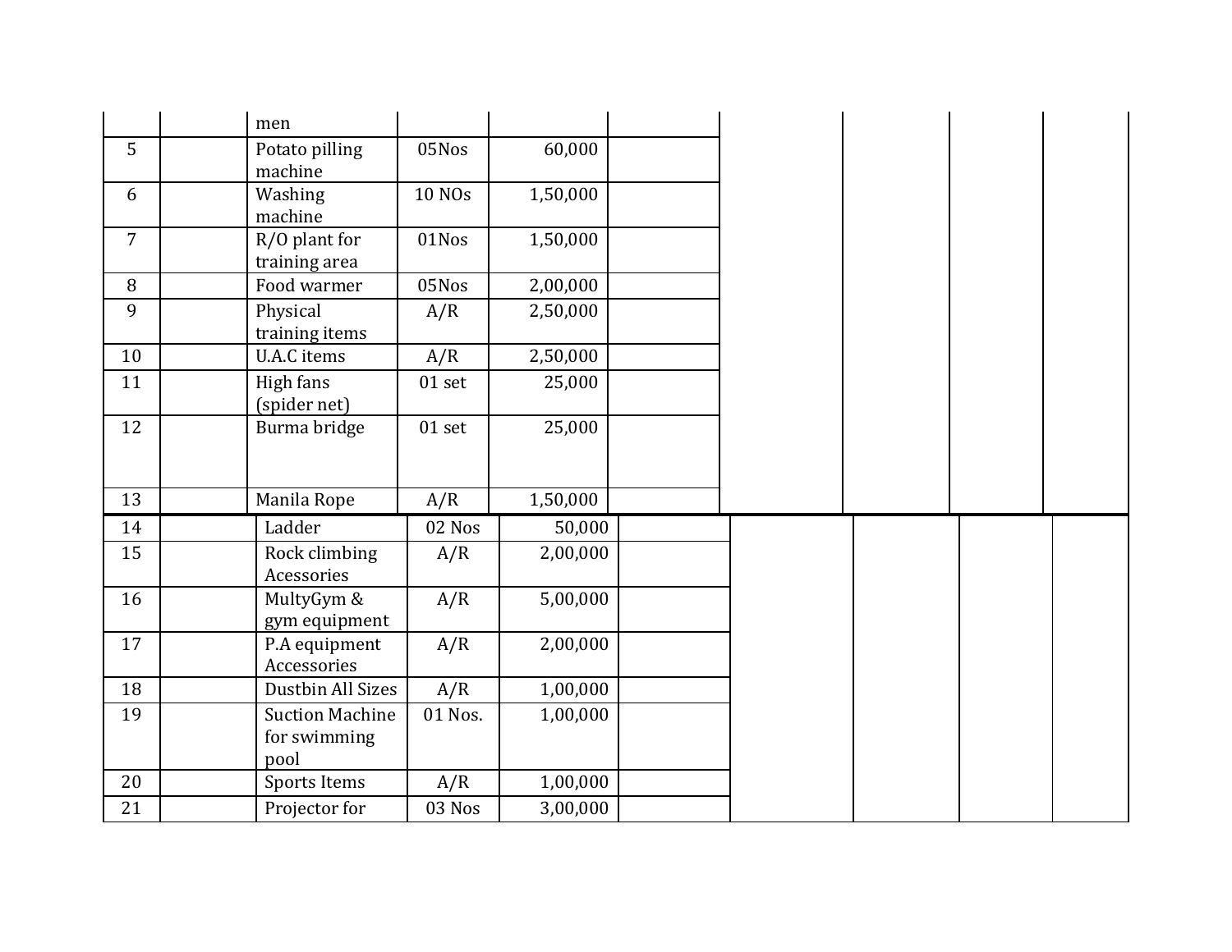| | | | | | | | | | |
|---|---|---|---|---|---|---|---|---|---|
| | | men | | | | | | | |
| 5 | | Potato pilling machine | 05Nos | 60,000 | | | | | |
| 6 | | Washing machine | 10 NOs | 1,50,000 | | | | | |
| 7 | | R/O plant for training area | 01Nos | 1,50,000 | | | | | |
| 8 | | Food warmer | 05Nos | 2,00,000 | | | | | |
| 9 | | Physical training items | A/R | 2,50,000 | | | | | |
| 10 | | U.A.C items | A/R | 2,50,000 | | | | | |
| 11 | | High fans (spider net) | 01 set | 25,000 | | | | | |
| 12 | | Burma bridge | 01 set | 25,000 | | | | | |
| 13 | | Manila Rope | A/R | 1,50,000 | | | | | |
| 14 | | Ladder | 02 Nos | 50,000 | | | | | |
| 15 | | Rock climbing Acessories | A/R | 2,00,000 | | | | | |
| 16 | | MultyGym & gym equipment | A/R | 5,00,000 | | | | | |
| 17 | | P.A equipment Accessories | A/R | 2,00,000 | | | | | |
| 18 | | Dustbin All Sizes | A/R | 1,00,000 | | | | | |
| 19 | | Suction Machine for swimming pool | 01 Nos. | 1,00,000 | | | | | |
| 20 | | Sports Items | A/R | 1,00,000 | | | | | |
| 21 | | Projector for | 03 Nos | 3,00,000 | | | | | |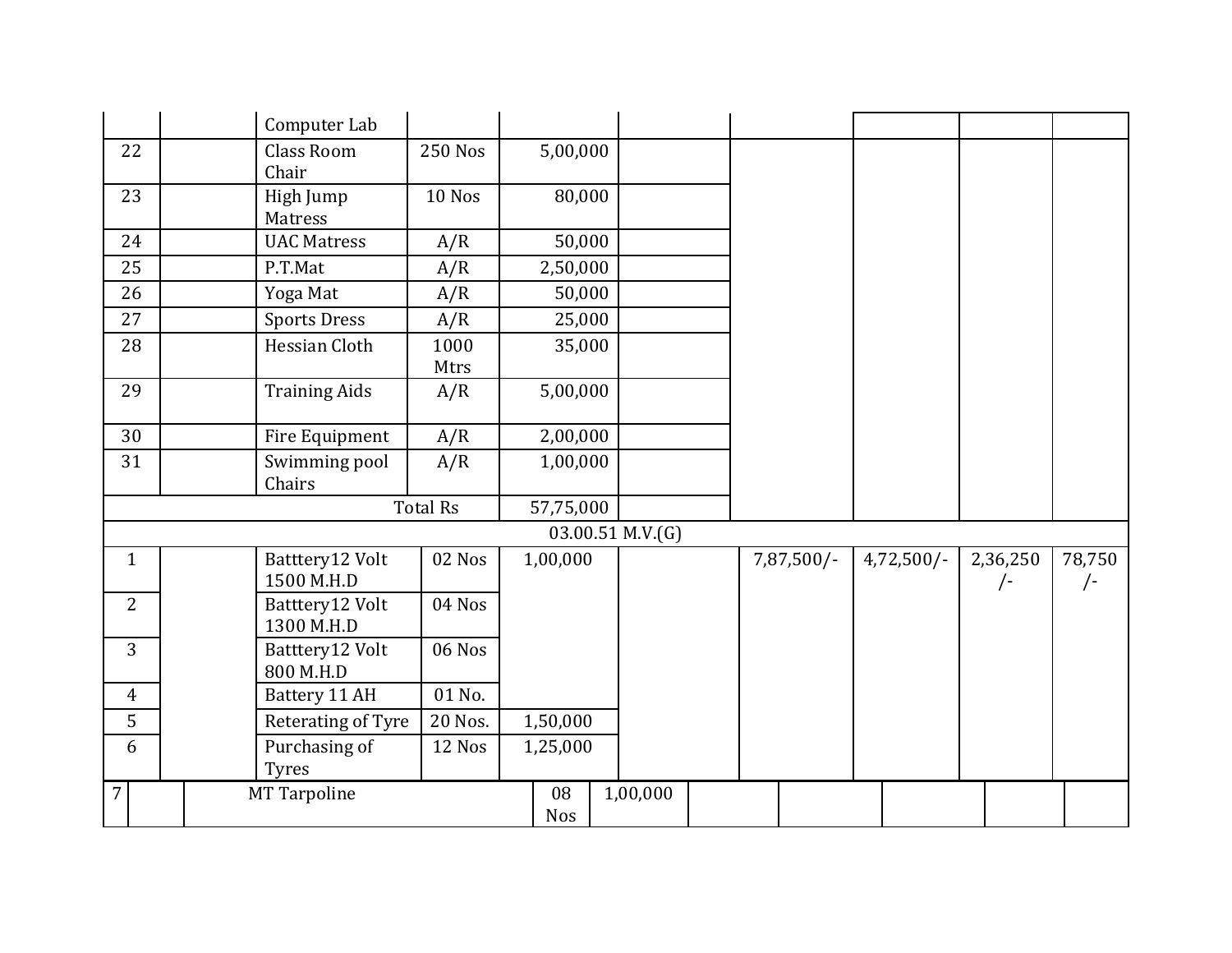| | | | | | | | | | |
|---|---|---|---|---|---|---|---|---|---|
| | | Computer Lab | | | | | | | |
| 22 | | Class Room Chair | 250 Nos | 5,00,000 | | | | | |
| 23 | | High Jump Matress | 10 Nos | 80,000 | | | | | |
| 24 | | UAC Matress | A/R | 50,000 | | | | | |
| 25 | | P.T.Mat | A/R | 2,50,000 | | | | | |
| 26 | | Yoga Mat | A/R | 50,000 | | | | | |
| 27 | | Sports Dress | A/R | 25,000 | | | | | |
| 28 | | Hessian Cloth | 1000 Mtrs | 35,000 | | | | | |
| 29 | | Training Aids | A/R | 5,00,000 | | | | | |
| 30 | | Fire Equipment | A/R | 2,00,000 | | | | | |
| 31 | | Swimming pool Chairs | A/R | 1,00,000 | | | | | |
| | | | Total Rs | 57,75,000 | | | | | |
| 03.00.51 M.V.(G) | | | | | | | | | |
| 1 | | Batttery12 Volt 1500 M.H.D | 02 Nos | 1,00,000 | | 7,87,500/- | 4,72,500/- | 2,36,250 /- | 78,750 /- |
| 2 | | Batttery12 Volt 1300 M.H.D | 04 Nos | | | | | | |
| 3 | | Batttery12 Volt 800 M.H.D | 06 Nos | | | | | | |
| 4 | | Battery 11 AH | 01 No. | | | | | | |
| 5 | | Reterating of Tyre | 20 Nos. | 1,50,000 | | | | | |
| 6 | | Purchasing of Tyres | 12 Nos | 1,25,000 | | | | | |
| 7 | | MT Tarpoline | 08 Nos | 1,00,000 | | | | | |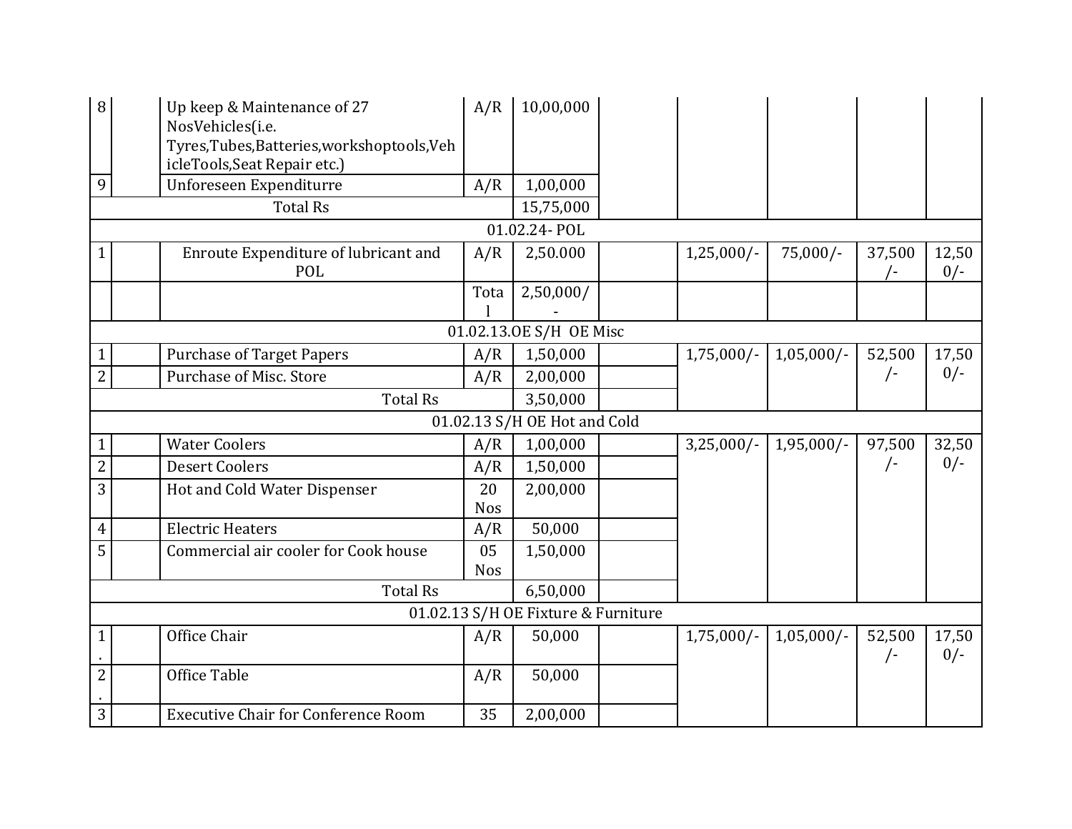| | | | | | | | | | |
|---|---|---|---|---|---|---|---|---|---|
| 8 | | Up keep & Maintenance of 27 NosVehicles(i.e. Tyres,Tubes,Batteries,workshoptools,VehicleTools,Seat Repair etc.) | A/R | 10,00,000 | | | | | |
| 9 | | Unforeseen Expenditurre | A/R | 1,00,000 | | | | | |
| | | Total Rs | | 15,75,000 | | | | | |
| | | | | 01.02.24- POL | | | | | |
| 1 | | Enroute Expenditure of lubricant and POL | A/R | 2,50.000 | | 1,25,000/- | 75,000/- | 37,500 /- | 12,500/- |
| | | | Total | 2,50,000/- | | | | | |
| | | | | 01.02.13.OE S/H OE Misc | | | | | |
| 1 | | Purchase of Target Papers | A/R | 1,50,000 | | 1,75,000/- | 1,05,000/- | 52,500 /- | 17,500/- |
| 2 | | Purchase of Misc. Store | A/R | 2,00,000 | | | | | |
| | | Total Rs | | 3,50,000 | | | | | |
| | | | | 01.02.13 S/H OE Hot and Cold | | | | | |
| 1 | | Water Coolers | A/R | 1,00,000 | | 3,25,000/- | 1,95,000/- | 97,500 /- | 32,500/- |
| 2 | | Desert Coolers | A/R | 1,50,000 | | | | | |
| 3 | | Hot and Cold Water Dispenser | 20 Nos | 2,00,000 | | | | | |
| 4 | | Electric Heaters | A/R | 50,000 | | | | | |
| 5 | | Commercial air cooler for Cook house | 05 Nos | 1,50,000 | | | | | |
| | | Total Rs | | 6,50,000 | | | | | |
| | | | | 01.02.13 S/H OE Fixture & Furniture | | | | | |
| 1. | | Office Chair | A/R | 50,000 | | 1,75,000/- | 1,05,000/- | 52,500 /- | 17,500/- |
| 2. | | Office Table | A/R | 50,000 | | | | | |
| 3 | | Executive Chair for Conference Room | 35 | 2,00,000 | | | | | |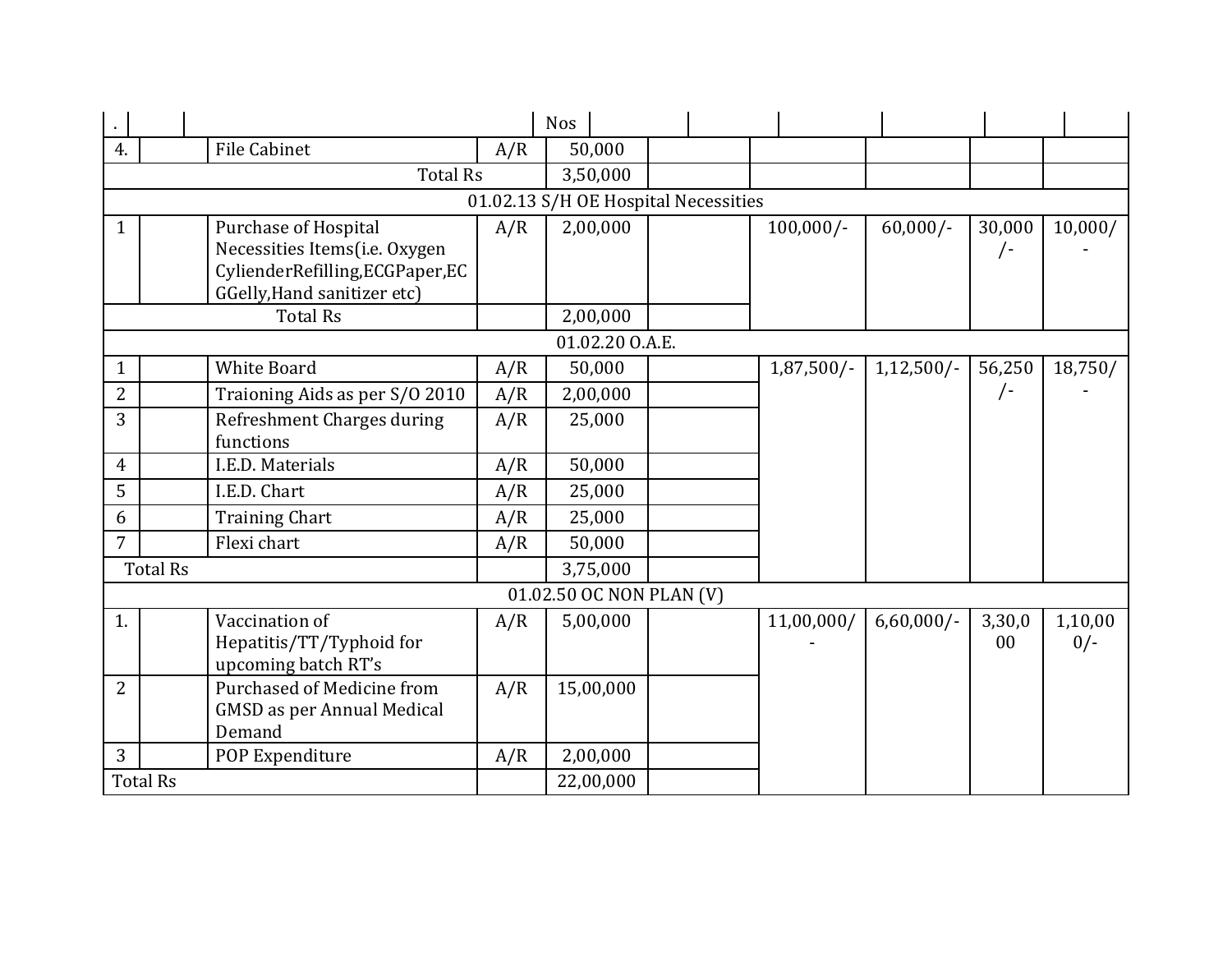| . | | | | Nos | | | | | |
|---|---|---|---|---|---|---|---|---|---|
| 4. | | File Cabinet | A/R | 50,000 | | | | | |
| Total Rs | | | | 3,50,000 | | | | | |
| 01.02.13 S/H OE Hospital Necessities | | | | | | | | | |
| 1 | | Purchase of Hospital Necessities Items(i.e. Oxygen CyliendérRefilling,ECGPaper,ECGGelly,Hand sanitizer etc) | A/R | 2,00,000 | | 100,000/- | 60,000/- | 30,000/- | 10,000/- |
| Total Rs | | | | 2,00,000 | | | | | |
| 01.02.20 O.A.E. | | | | | | | | | |
| 1 | | White Board | A/R | 50,000 | | 1,87,500/- | 1,12,500/- | 56,250/- | 18,750/- |
| 2 | | Traioning Aids as per S/O 2010 | A/R | 2,00,000 | | | | | |
| 3 | | Refreshment Charges during functions | A/R | 25,000 | | | | | |
| 4 | | I.E.D. Materials | A/R | 50,000 | | | | | |
| 5 | | I.E.D. Chart | A/R | 25,000 | | | | | |
| 6 | | Training Chart | A/R | 25,000 | | | | | |
| 7 | | Flexi chart | A/R | 50,000 | | | | | |
| Total Rs | | | | 3,75,000 | | | | | |
| 01.02.50 OC NON PLAN (V) | | | | | | | | | |
| 1. | | Vaccination of Hepatitis/TT/Typhoid for upcoming batch RT's | A/R | 5,00,000 | | 11,00,000/- | 6,60,000/- | 3,30,000 | 1,10,000/- |
| 2 | | Purchased of Medicine from GMSD as per Annual Medical Demand | A/R | 15,00,000 | | | | | |
| 3 | | POP Expenditure | A/R | 2,00,000 | | | | | |
| Total Rs | | | | 22,00,000 | | | | | |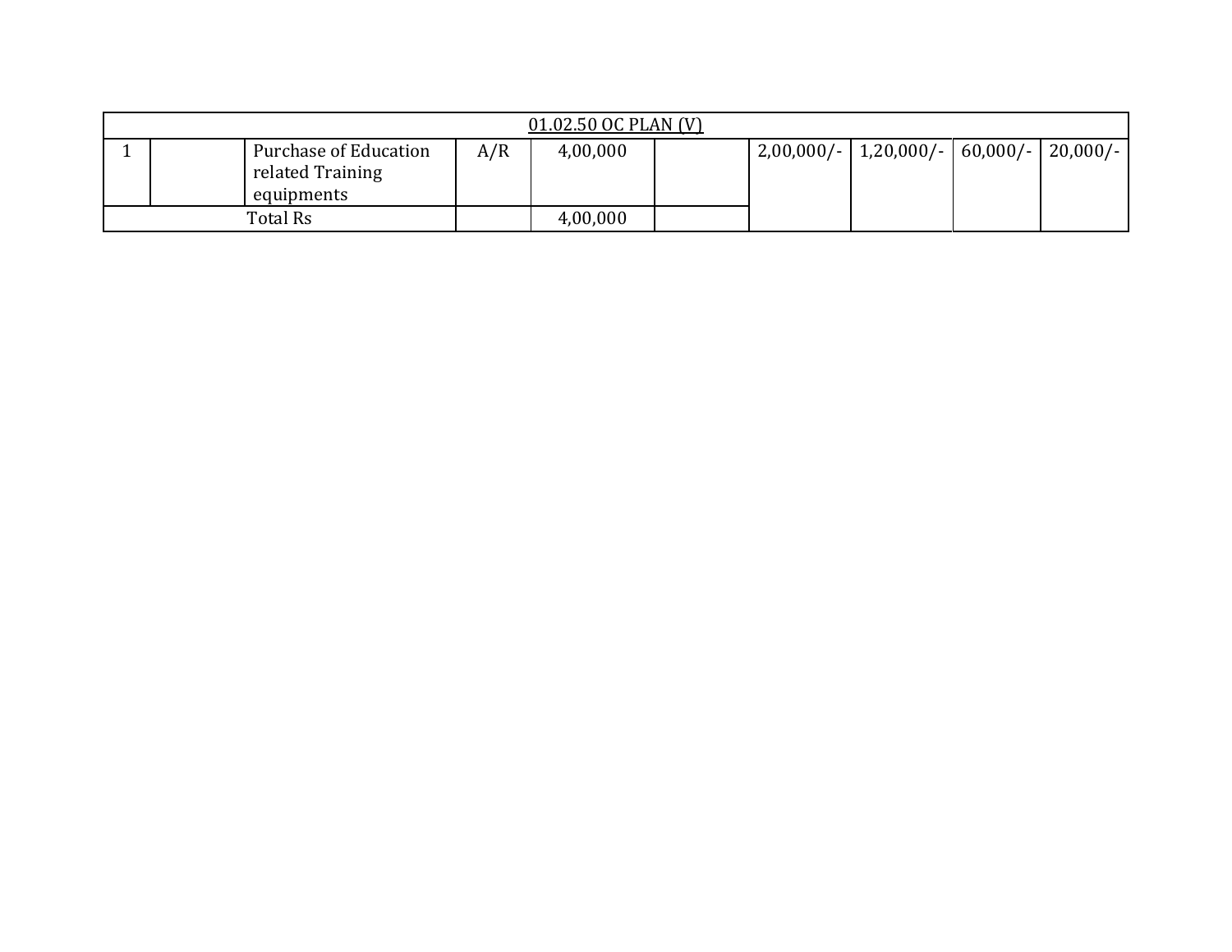| | | | | | | | | | |
|---|---|---|---|---|---|---|---|---|---|
| 01.02.50 OC PLAN (V) | | | | | | | | | |
| 1 | | Purchase of Education related Training equipments | A/R | 4,00,000 | | 2,00,000/- | 1,20,000/- | 60,000/- | 20,000/- |
| Total Rs | | | | 4,00,000 | | | | | |